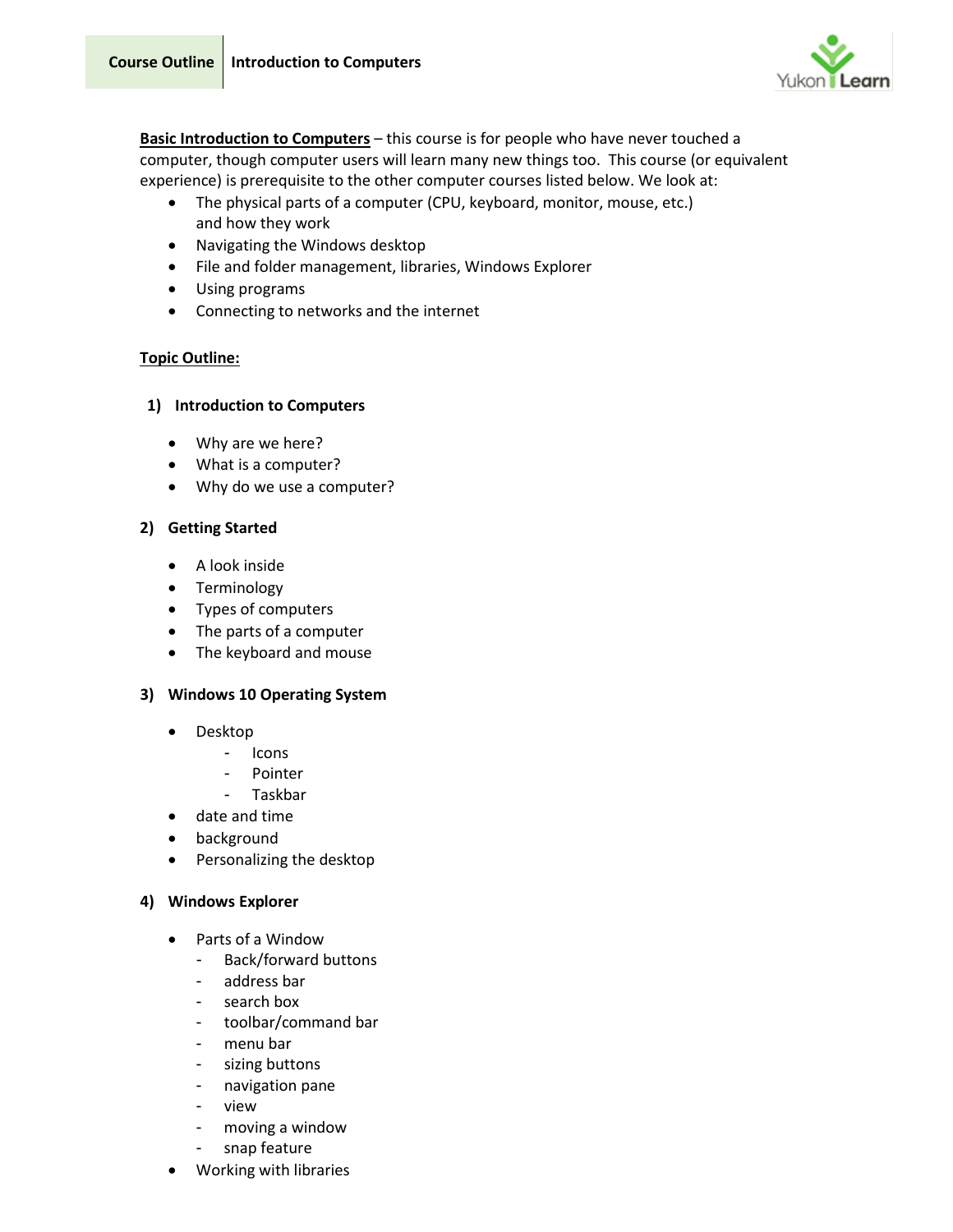**Course Outline** | **Introduction to Computers**

**Basic Introduction to Computers** – this course is for people who have never touched a computer, though computer users will learn many new things too. This course (or equivalent experience) is prerequisite to the other computer courses listed below. We look at:

- The physical parts of a computer (CPU, keyboard, monitor, mouse, etc.) and how they work
- Navigating the Windows desktop
- File and folder management, libraries, Windows Explorer
- Using programs
- Connecting to networks and the internet

**Topic Outline:**

## 1) Introduction to Computers

- Why are we here?
- What is a computer?
- Why do we use a computer?

## 2) Getting Started

- A look inside
- Terminology
- Types of computers
- The parts of a computer
- The keyboard and mouse

## 3) Windows 10 Operating System

- Desktop
  - Icons
  - Pointer
  - Taskbar
- date and time
- background
- Personalizing the desktop

## 4) Windows Explorer

- Parts of a Window
  - Back/forward buttons
  - address bar
  - search box
  - toolbar/command bar
  - menu bar
  - sizing buttons
  - navigation pane
  - view
  - moving a window
  - snap feature
- Working with libraries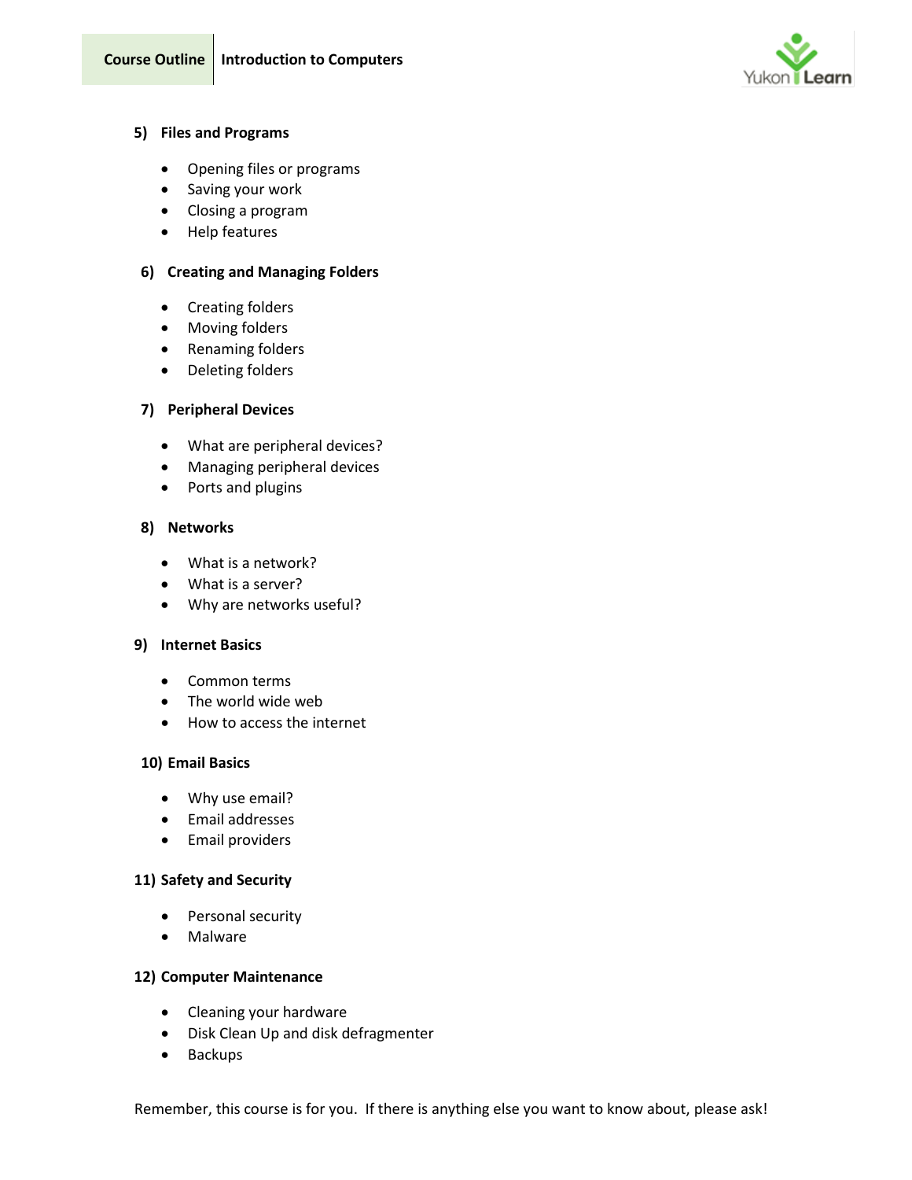### 5) Files and Programs

- Opening files or programs
- Saving your work
- Closing a program
- Help features

### 6) Creating and Managing Folders

- Creating folders
- Moving folders
- Renaming folders
- Deleting folders

### 7) Peripheral Devices

- What are peripheral devices?
- Managing peripheral devices
- Ports and plugins

### 8) Networks

- What is a network?
- What is a server?
- Why are networks useful?

### 9) Internet Basics

- Common terms
- The world wide web
- How to access the internet

### 10) Email Basics

- Why use email?
- Email addresses
- Email providers

### 11) Safety and Security

- Personal security
- Malware

### 12) Computer Maintenance

- Cleaning your hardware
- Disk Clean Up and disk defragmenter
- Backups

Remember, this course is for you. If there is anything else you want to know about, please ask!